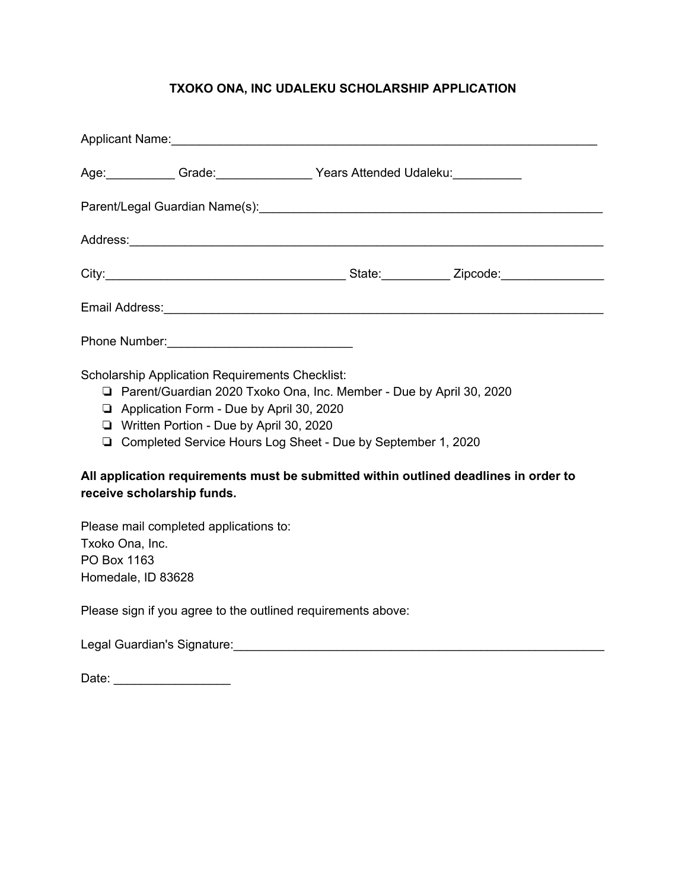**TXOKO ONA, INC UDALEKU SCHOLARSHIP APPLICATION**

Applicant Name:_______________________________________________________________

Age:__________ Grade:______________ Years Attended Udaleku:__________

Parent/Legal Guardian Name(s):_____________________________________________

Address:__________________________________________________________________

City:___________________________________ State:__________ Zipcode:_______________

Email Address:___________________________________________________________

Phone Number:___________________________

Scholarship Application Requirements Checklist:

- [ ] Parent/Guardian 2020 Txoko Ona, Inc. Member - Due by April 30, 2020
- [ ] Application Form - Due by April 30, 2020
- [ ] Written Portion - Due by April 30, 2020
- [ ] Completed Service Hours Log Sheet - Due by September 1, 2020

**All application requirements must be submitted within outlined deadlines in order to receive scholarship funds.**

Please mail completed applications to:
Txoko Ona, Inc.
PO Box 1163
Homedale, ID 83628

Please sign if you agree to the outlined requirements above:

Legal Guardian's Signature:_______________________________________________________

Date: _________________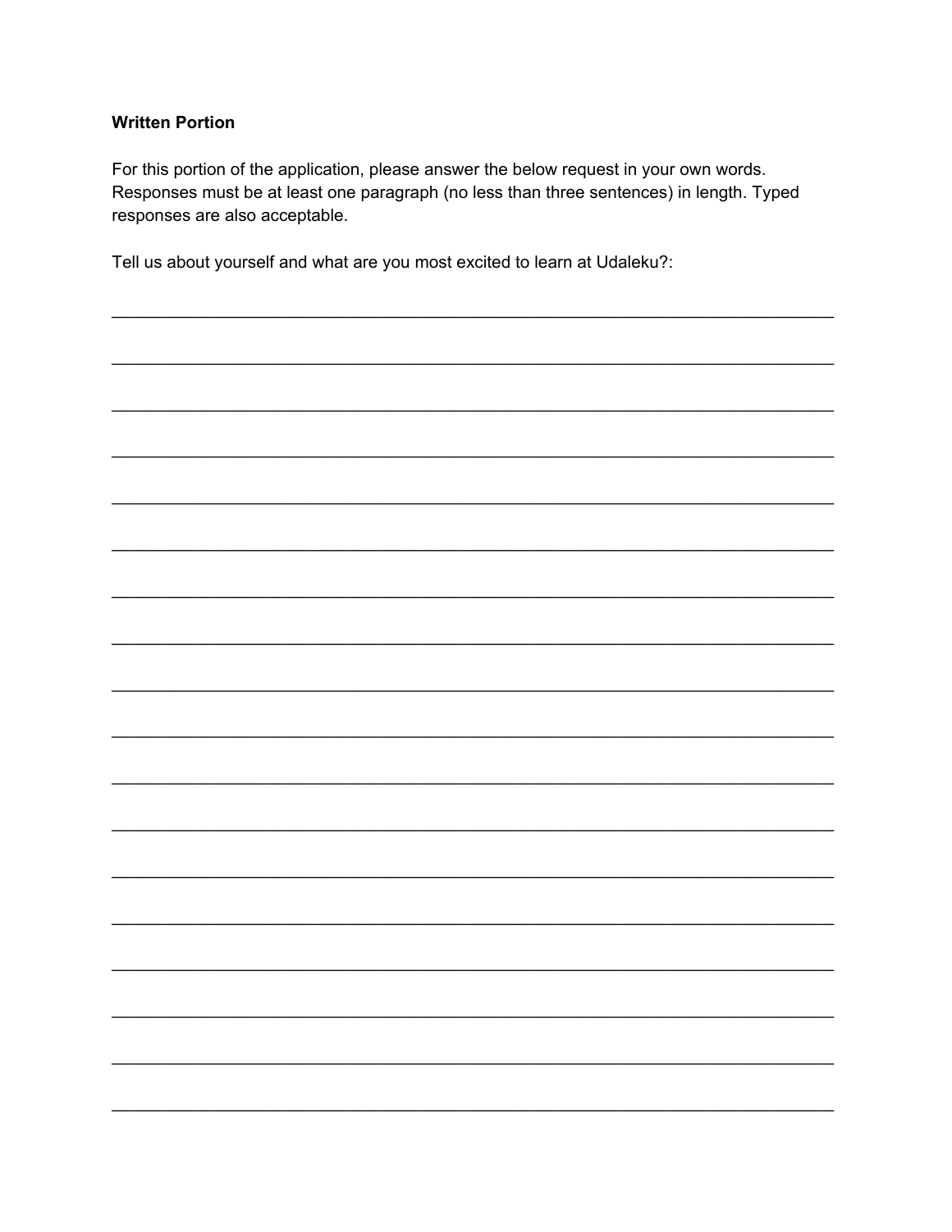**Written Portion**

For this portion of the application, please answer the below request in your own words. Responses must be at least one paragraph (no less than three sentences) in length. Typed responses are also acceptable.

Tell us about yourself and what are you most excited to learn at Udaleku?:

___________________________________________________________________________

___________________________________________________________________________

___________________________________________________________________________

___________________________________________________________________________

___________________________________________________________________________

___________________________________________________________________________

___________________________________________________________________________

___________________________________________________________________________

___________________________________________________________________________

___________________________________________________________________________

___________________________________________________________________________

___________________________________________________________________________

___________________________________________________________________________

___________________________________________________________________________

___________________________________________________________________________

___________________________________________________________________________

___________________________________________________________________________

___________________________________________________________________________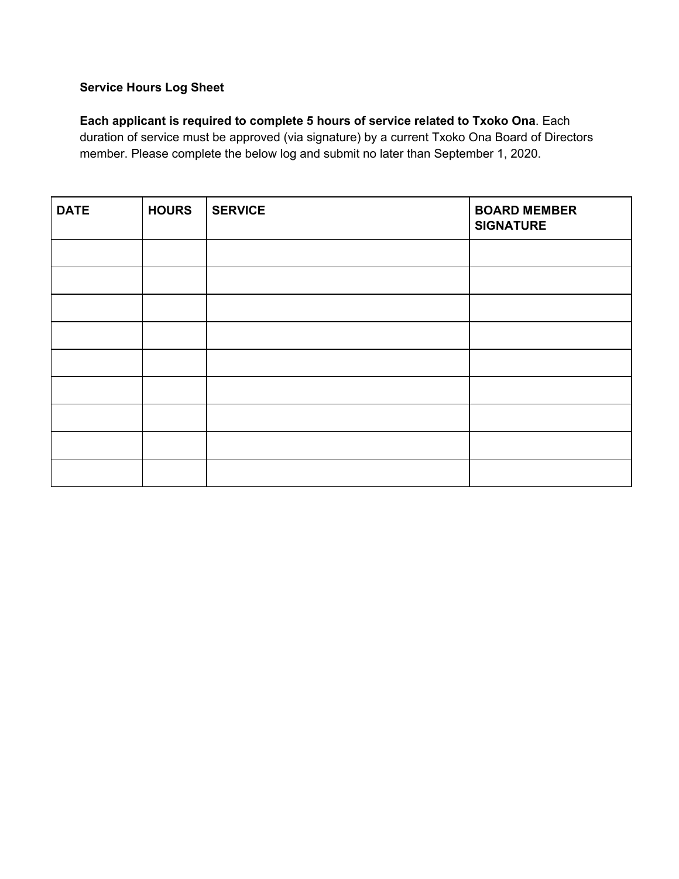**Service Hours Log Sheet**

**Each applicant is required to complete 5 hours of service related to Txoko Ona**. Each duration of service must be approved (via signature) by a current Txoko Ona Board of Directors member. Please complete the below log and submit no later than September 1, 2020.

| DATE | HOURS | SERVICE | BOARD MEMBER SIGNATURE |
| --- | --- | --- | --- |
| | | | |
| | | | |
| | | | |
| | | | |
| | | | |
| | | | |
| | | | |
| | | | |
| | | | |